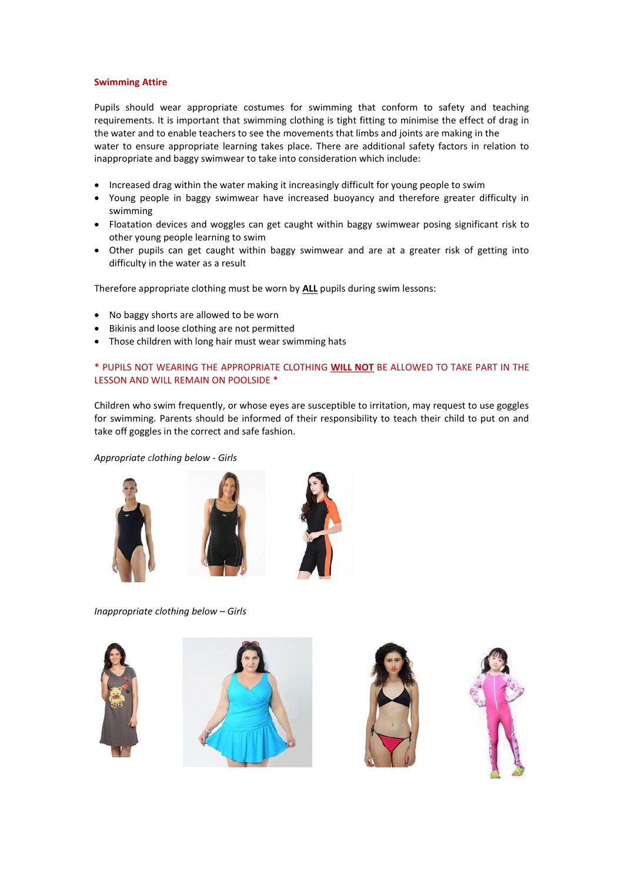## Swimming Attire

Pupils should wear appropriate costumes for swimming that conform to safety and teaching requirements. It is important that swimming clothing is tight fitting to minimise the effect of drag in the water and to enable teachers to see the movements that limbs and joints are making in the water to ensure appropriate learning takes place. There are additional safety factors in relation to inappropriate and baggy swimwear to take into consideration which include:

- Increased drag within the water making it increasingly difficult for young people to swim
- Young people in baggy swimwear have increased buoyancy and therefore greater difficulty in swimming
- Floatation devices and woggles can get caught within baggy swimwear posing significant risk to other young people learning to swim
- Other pupils can get caught within baggy swimwear and are at a greater risk of getting into difficulty in the water as a result

Therefore appropriate clothing must be worn by **ALL** pupils during swim lessons:

- No baggy shorts are allowed to be worn
- Bikinis and loose clothing are not permitted
- Those children with long hair must wear swimming hats

\* PUPILS NOT WEARING THE APPROPRIATE CLOTHING **WILL NOT** BE ALLOWED TO TAKE PART IN THE LESSON AND WILL REMAIN ON POOLSIDE \*

Children who swim frequently, or whose eyes are susceptible to irritation, may request to use goggles for swimming. Parents should be informed of their responsibility to teach their child to put on and take off goggles in the correct and safe fashion.

*Appropriate clothing below - Girls*

*Inappropriate clothing below – Girls*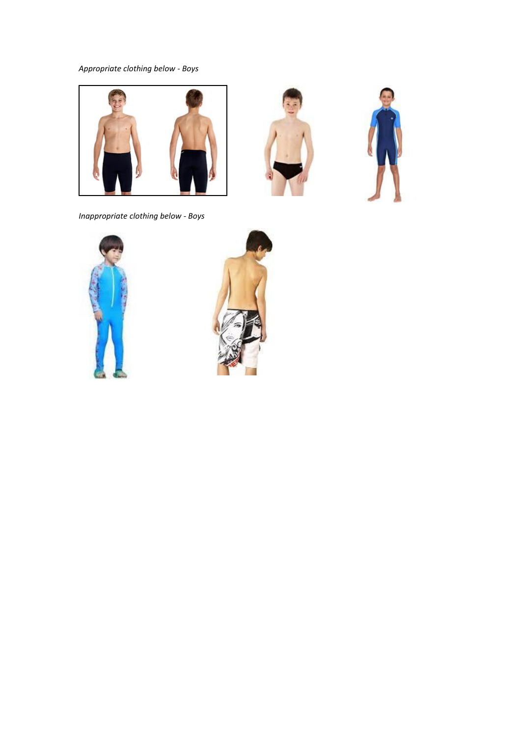*Appropriate clothing below - Boys*

*Inappropriate clothing below - Boys*